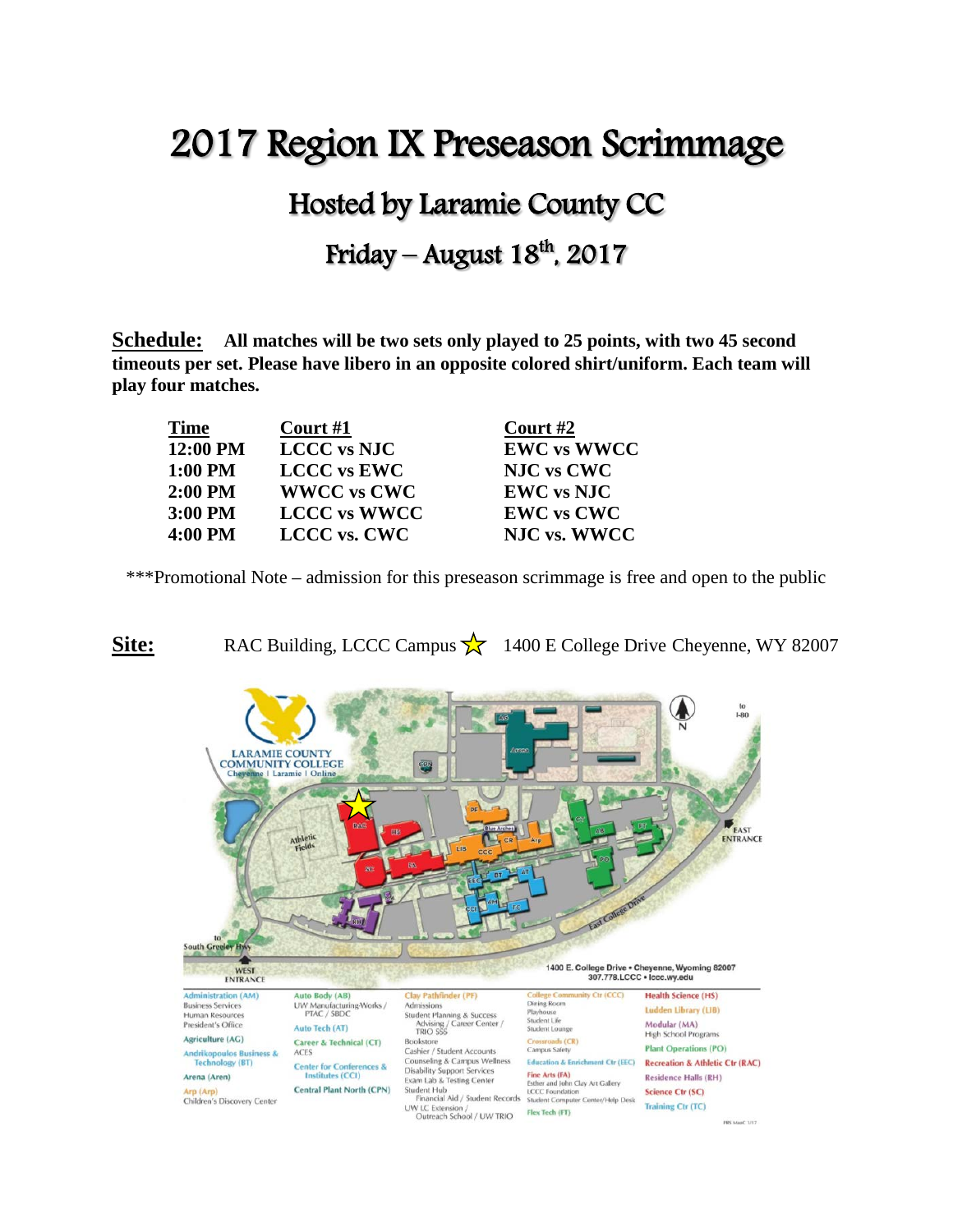# 2017 Region IX Preseason Scrimmage

## Hosted by Laramie County CC

## Friday – August 18th, 2017

**Schedule:** **All matches will be two sets only played to 25 points, with two 45 second timeouts per set. Please have libero in an opposite colored shirt/uniform. Each team will play four matches.**

| Time | Court #1 | Court #2 |
|---|---|---|
| 12:00 PM | LCCC vs NJC | EWC vs WWCC |
| 1:00 PM | LCCC vs EWC | NJC vs CWC |
| 2:00 PM | WWCC vs CWC | EWC vs NJC |
| 3:00 PM | LCCC vs WWCC | EWC vs CWC |
| 4:00 PM | LCCC vs. CWC | NJC vs. WWCC |

***Promotional Note – admission for this preseason scrimmage is free and open to the public

**Site:** RAC Building, LCCC Campus ☆ 1400 E College Drive Cheyenne, WY 82007

LARAMIE COUNTY COMMUNITY COLLEGE
Cheyenne | Laramie | Online

to I-80

N

EAST ENTRANCE

Athletic Fields

East College Drive

to South Greeley Hwy

WEST ENTRANCE

1400 E. College Drive • Cheyenne, Wyoming 82007
307.778.LCCC • lccc.wy.edu

Administration (AM)
Business Services
Human Resources
President's Office

Agriculture (AG)

Andrikopoulos Business & Technology (BT)

Arena (Aren)

Arp (Arp)
Children's Discovery Center

Auto Body (AB)
UW Manufacturing Works / PTAC / SBDC

Auto Tech (AT)

Career & Technical (CT)
ACES

Center for Conferences & Institutes (CCI)

Central Plant North (CPN)

Clay Pathfinder (PF)
Admissions
Student Planning & Success Advising / Career Center / TRIO SSS
Bookstore
Cashier / Student Accounts
Counseling & Campus Wellness
Disability Support Services
Exam Lab & Testing Center
Student Hub
Financial Aid / Student Records
UW LC Extension / Outreach School / UW TRIO

College Community Ctr (CCC)
Dining Room
Playhouse
Student Life
Student Lounge

Crossroads (CR)
Campus Safety

Education & Enrichment Ctr (EEC)

Fine Arts (FA)
Esther and John Clay Art Gallery
LCCC Foundation
Student Computer Center/Help Desk

Flex Tech (FT)

Health Science (HS)

Ludden Library (LIB)

Modular (MA)
High School Programs

Plant Operations (PO)

Recreation & Athletic Ctr (RAC)

Residence Halls (RH)

Science Ctr (SC)

Training Ctr (TC)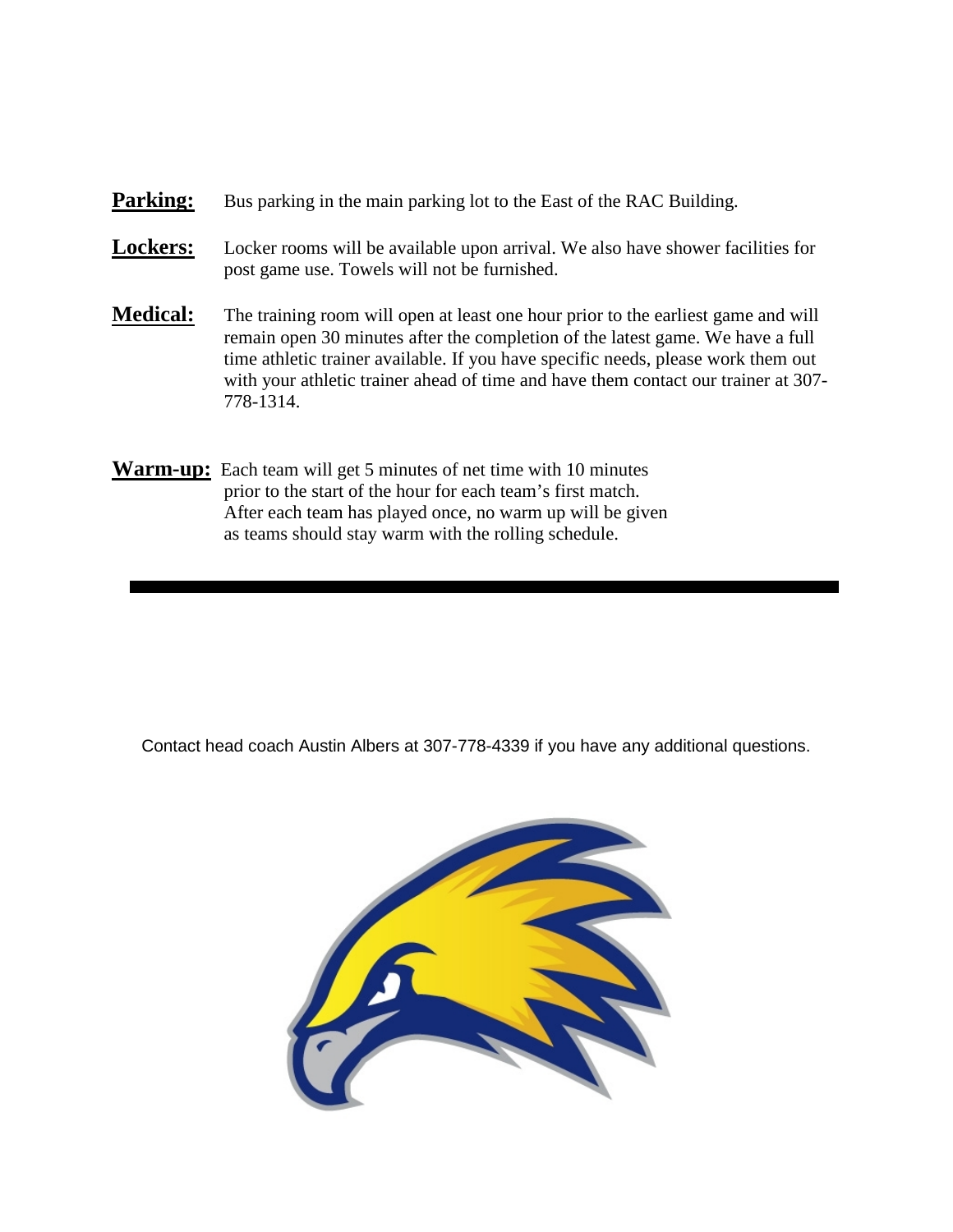**Parking:** Bus parking in the main parking lot to the East of the RAC Building.

**Lockers:** Locker rooms will be available upon arrival. We also have shower facilities for post game use. Towels will not be furnished.

**Medical:** The training room will open at least one hour prior to the earliest game and will remain open 30 minutes after the completion of the latest game. We have a full time athletic trainer available. If you have specific needs, please work them out with your athletic trainer ahead of time and have them contact our trainer at 307-778-1314.

**Warm-up:** Each team will get 5 minutes of net time with 10 minutes prior to the start of the hour for each team's first match. After each team has played once, no warm up will be given as teams should stay warm with the rolling schedule.

---

Contact head coach Austin Albers at 307-778-4339 if you have any additional questions.